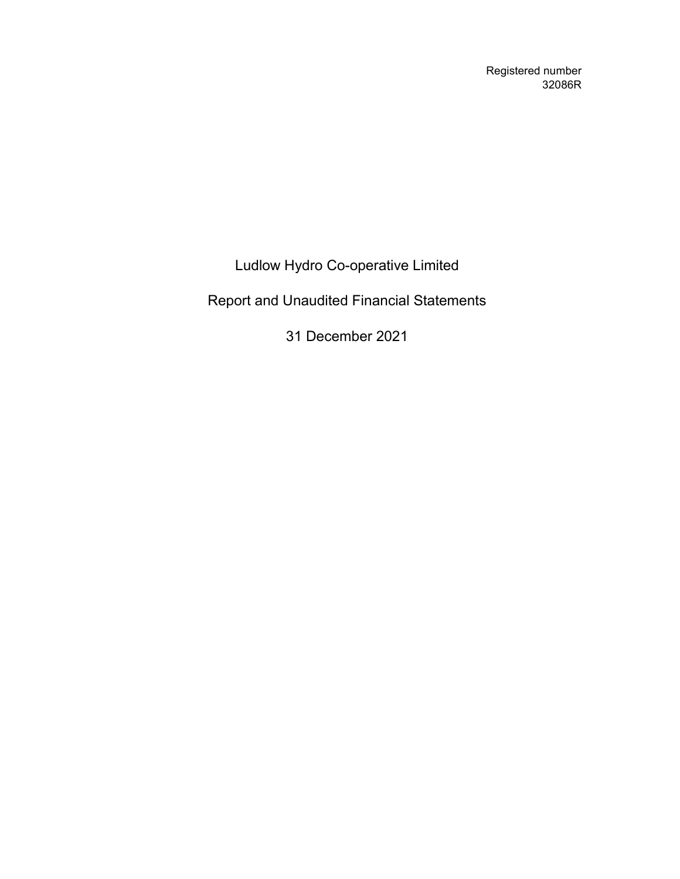Registered number
32086R

# Ludlow Hydro Co-operative Limited

## Report and Unaudited Financial Statements

## 31 December 2021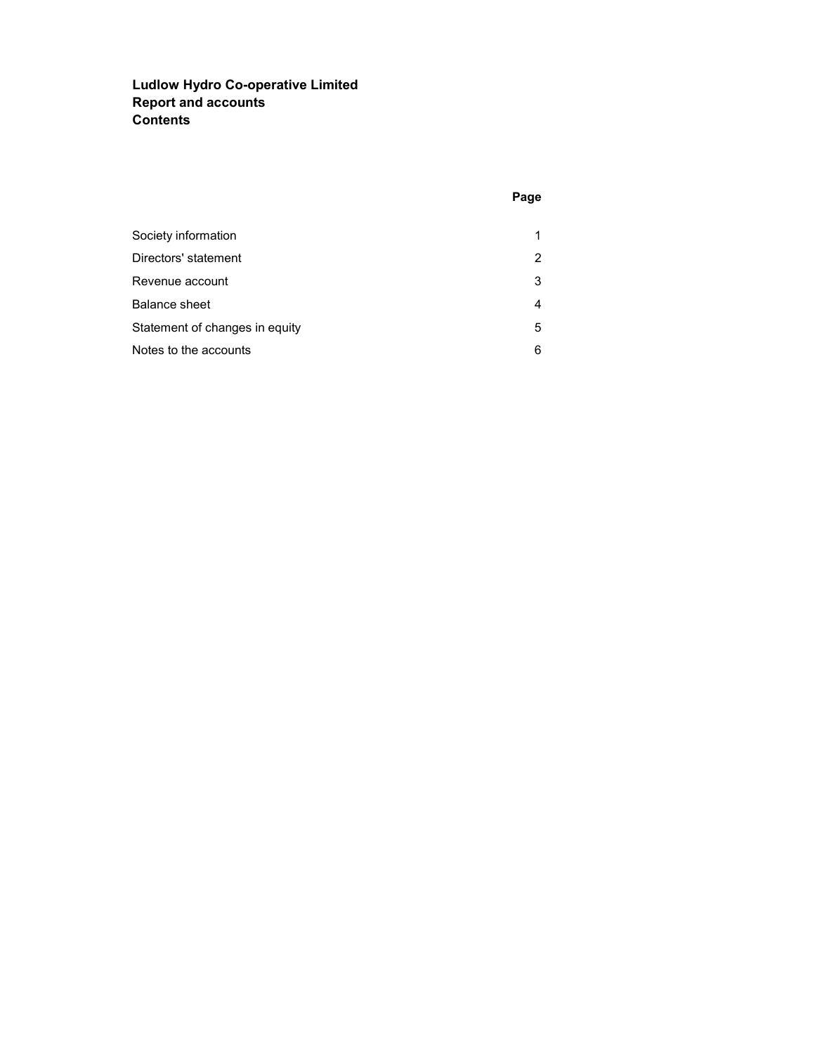# Ludlow Hydro Co-operative Limited
## Report and accounts
## Contents

| | Page |
|---|---|
| Society information | 1 |
| Directors' statement | 2 |
| Revenue account | 3 |
| Balance sheet | 4 |
| Statement of changes in equity | 5 |
| Notes to the accounts | 6 |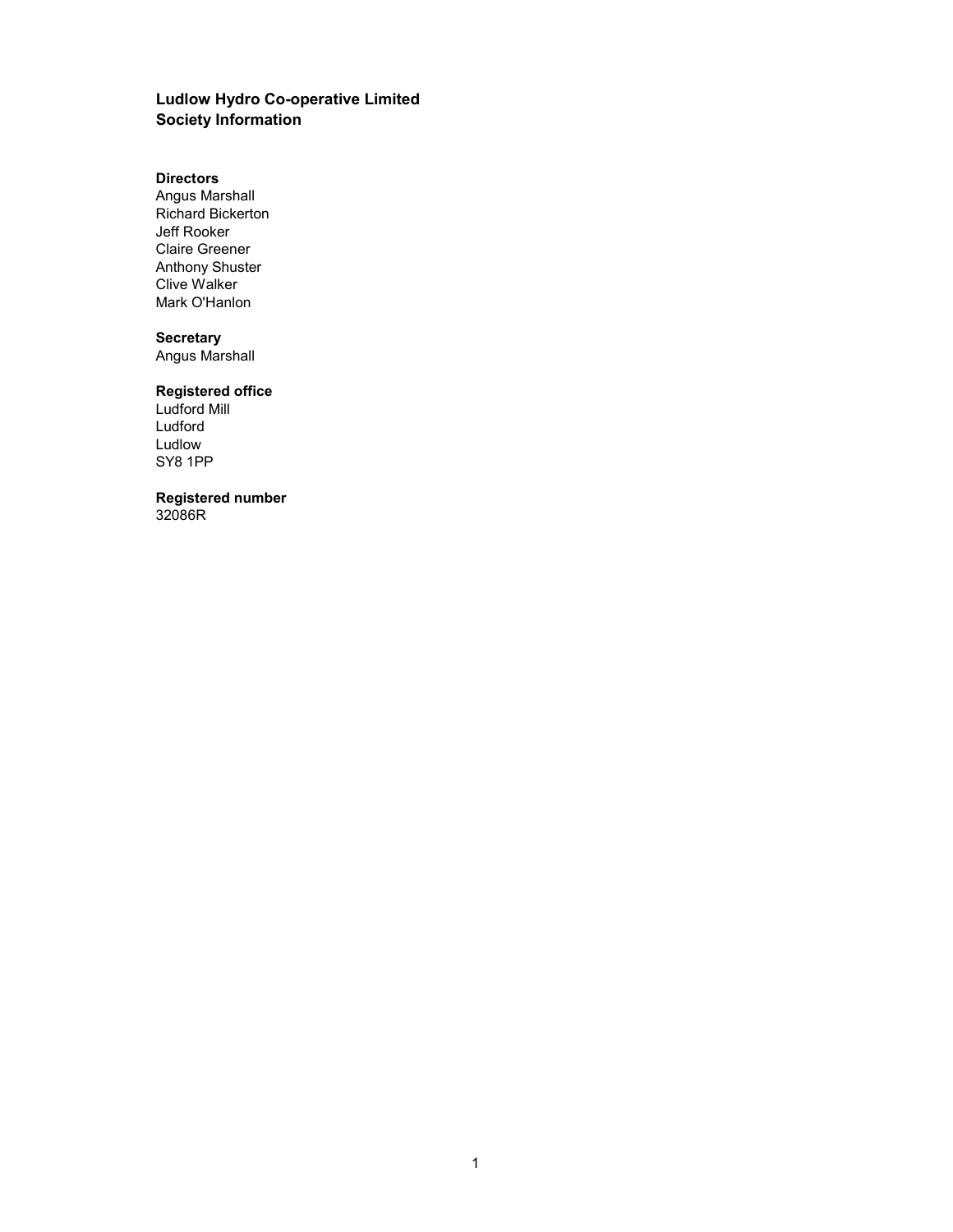# Ludlow Hydro Co-operative Limited
## Society Information

**Directors**
Angus Marshall
Richard Bickerton
Jeff Rooker
Claire Greener
Anthony Shuster
Clive Walker
Mark O'Hanlon

**Secretary**
Angus Marshall

**Registered office**
Ludford Mill
Ludford
Ludlow
SY8 1PP

**Registered number**
32086R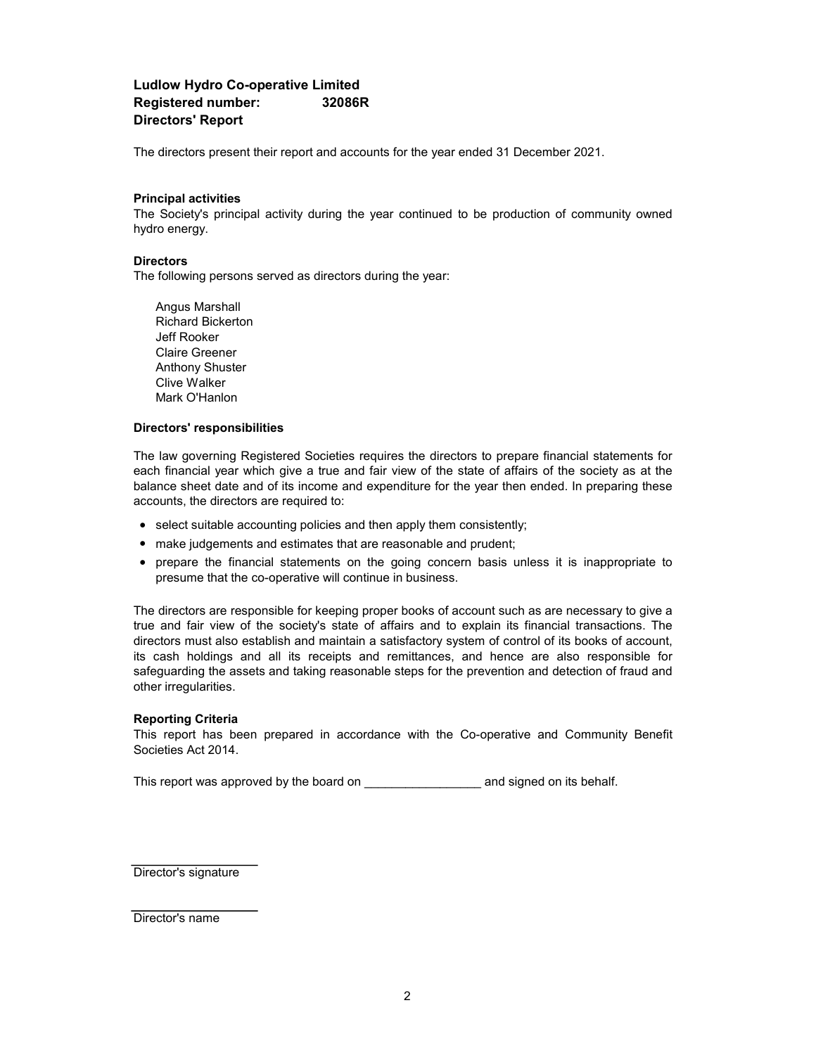**Ludlow Hydro Co-operative Limited**
**Registered number: 32086R**
**Directors' Report**

The directors present their report and accounts for the year ended 31 December 2021.

**Principal activities**

The Society's principal activity during the year continued to be production of community owned hydro energy.

**Directors**

The following persons served as directors during the year:

Angus Marshall
Richard Bickerton
Jeff Rooker
Claire Greener
Anthony Shuster
Clive Walker
Mark O'Hanlon

**Directors' responsibilities**

The law governing Registered Societies requires the directors to prepare financial statements for each financial year which give a true and fair view of the state of affairs of the society as at the balance sheet date and of its income and expenditure for the year then ended. In preparing these accounts, the directors are required to:

- select suitable accounting policies and then apply them consistently;
- make judgements and estimates that are reasonable and prudent;
- prepare the financial statements on the going concern basis unless it is inappropriate to presume that the co-operative will continue in business.

The directors are responsible for keeping proper books of account such as are necessary to give a true and fair view of the society's state of affairs and to explain its financial transactions. The directors must also establish and maintain a satisfactory system of control of its books of account, its cash holdings and all its receipts and remittances, and hence are also responsible for safeguarding the assets and taking reasonable steps for the prevention and detection of fraud and other irregularities.

**Reporting Criteria**

This report has been prepared in accordance with the Co-operative and Community Benefit Societies Act 2014.

This report was approved by the board on _________________ and signed on its behalf.

Director's signature

Director's name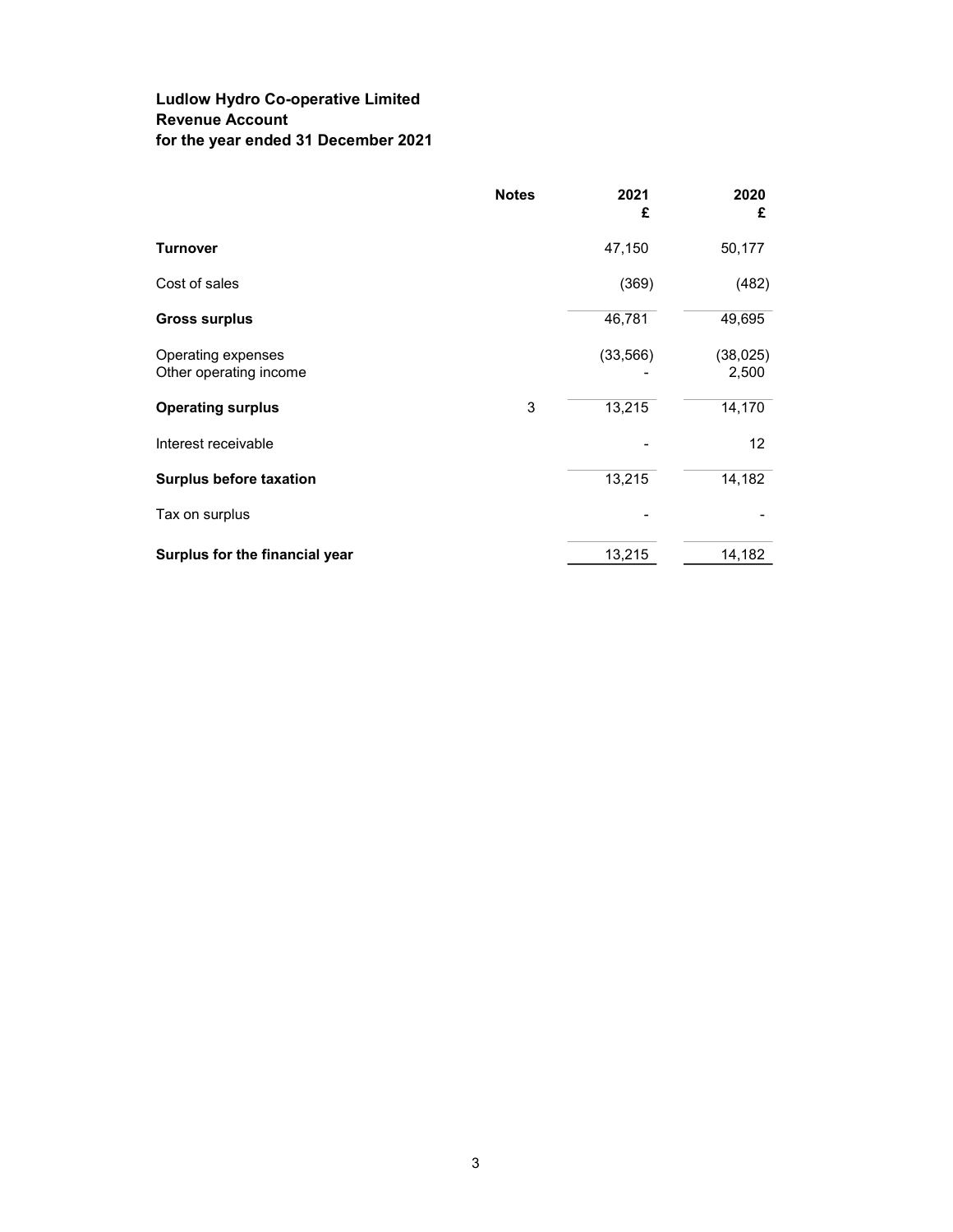## Ludlow Hydro Co-operative Limited
## Revenue Account
## for the year ended 31 December 2021

| | Notes | 2021<br>£ | 2020<br>£ |
|---|---|---|---|
| **Turnover** | | 47,150 | 50,177 |
| Cost of sales | | (369) | (482) |
| **Gross surplus** | | 46,781 | 49,695 |
| Operating expenses | | (33,566) | (38,025) |
| Other operating income | | - | 2,500 |
| **Operating surplus** | 3 | 13,215 | 14,170 |
| Interest receivable | | - | 12 |
| **Surplus before taxation** | | 13,215 | 14,182 |
| Tax on surplus | | - | - |
| **Surplus for the financial year** | | 13,215 | 14,182 |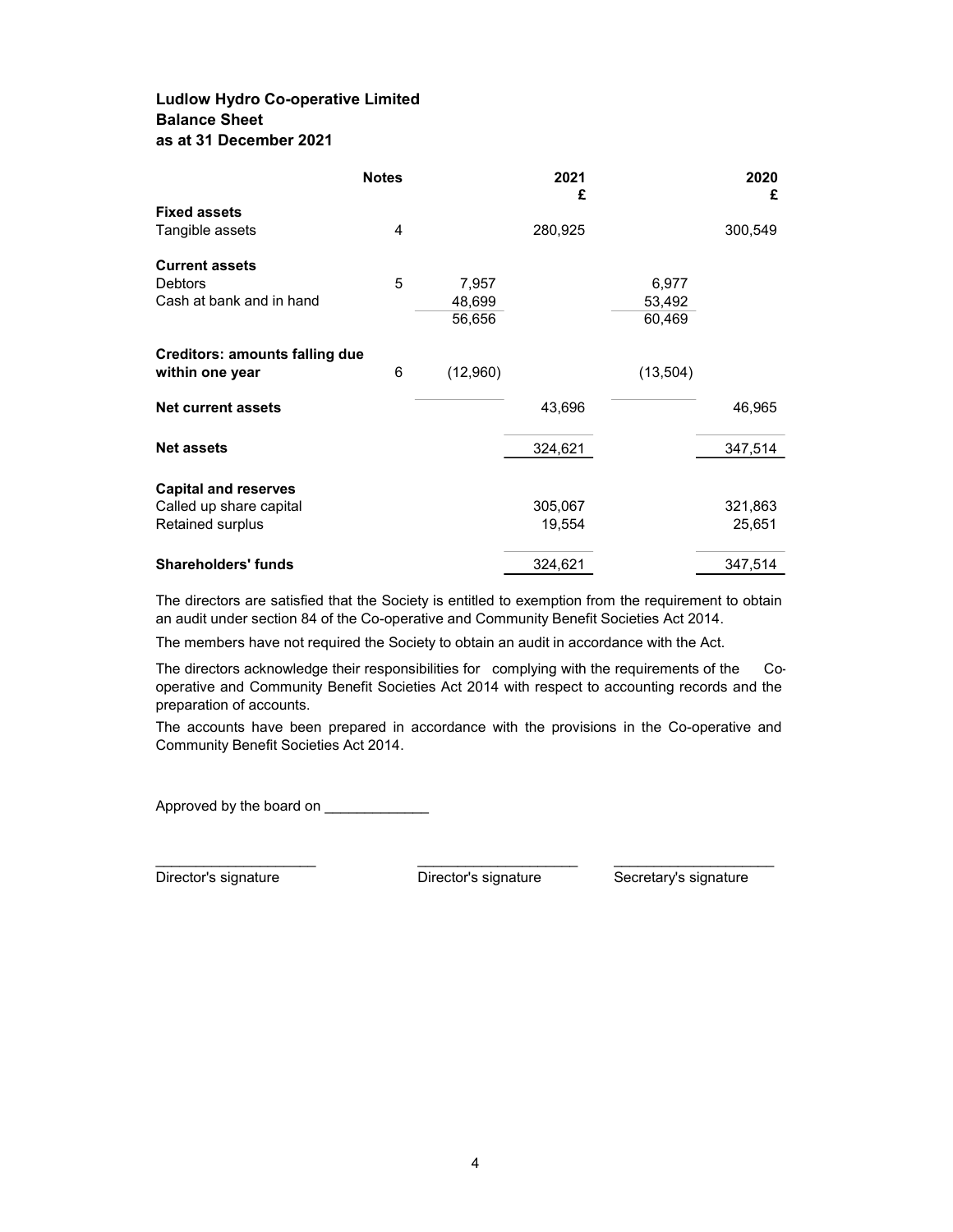**Ludlow Hydro Co-operative Limited**
**Balance Sheet**
**as at 31 December 2021**

| | Notes | | 2021<br>£ | | 2020<br>£ |
|---|---|---|---|---|---|
| **Fixed assets** | | | | | |
| Tangible assets | 4 | | 280,925 | | 300,549 |
| **Current assets** | | | | | |
| Debtors | 5 | 7,957 | | 6,977 | |
| Cash at bank and in hand | | 48,699 | | 53,492 | |
| | | 56,656 | | 60,469 | |
| **Creditors: amounts falling due within one year** | 6 | (12,960) | | (13,504) | |
| **Net current assets** | | | 43,696 | | 46,965 |
| **Net assets** | | | 324,621 | | 347,514 |
| **Capital and reserves** | | | | | |
| Called up share capital | | | 305,067 | | 321,863 |
| Retained surplus | | | 19,554 | | 25,651 |
| **Shareholders' funds** | | | 324,621 | | 347,514 |

The directors are satisfied that the Society is entitled to exemption from the requirement to obtain an audit under section 84 of the Co-operative and Community Benefit Societies Act 2014.

The members have not required the Society to obtain an audit in accordance with the Act.

The directors acknowledge their responsibilities for complying with the requirements of the Co-operative and Community Benefit Societies Act 2014 with respect to accounting records and the preparation of accounts.

The accounts have been prepared in accordance with the provisions in the Co-operative and Community Benefit Societies Act 2014.

Approved by the board on _____________

| ____________________ | ____________________ | ____________________ |
|---|---|---|
| Director's signature | Director's signature | Secretary's signature |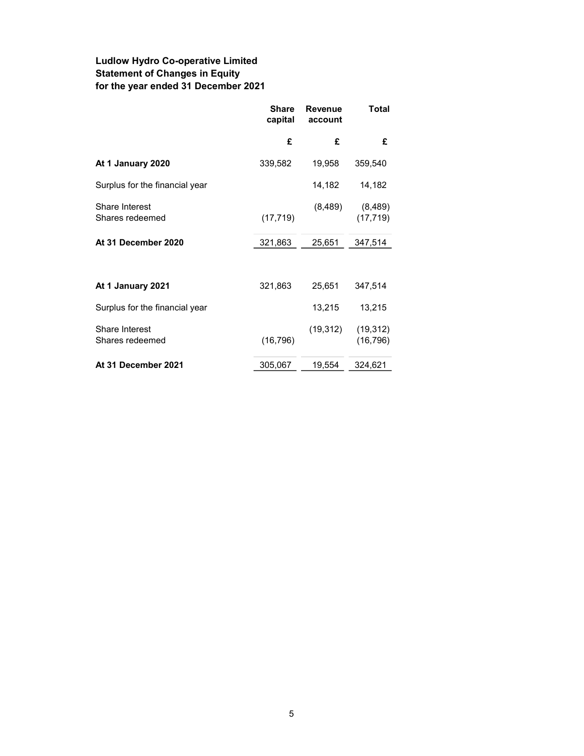**Ludlow Hydro Co-operative Limited**
**Statement of Changes in Equity**
**for the year ended 31 December 2021**

| | Share capital | Revenue account | Total |
|---|---|---|---|
| | £ | £ | £ |
| **At 1 January 2020** | 339,582 | 19,958 | 359,540 |
| Surplus for the financial year | | 14,182 | 14,182 |
| Share Interest | | (8,489) | (8,489) |
| Shares redeemed | (17,719) | | (17,719) |
| **At 31 December 2020** | 321,863 | 25,651 | 347,514 |
| | | | |
| **At 1 January 2021** | 321,863 | 25,651 | 347,514 |
| Surplus for the financial year | | 13,215 | 13,215 |
| Share Interest | | (19,312) | (19,312) |
| Shares redeemed | (16,796) | | (16,796) |
| **At 31 December 2021** | 305,067 | 19,554 | 324,621 |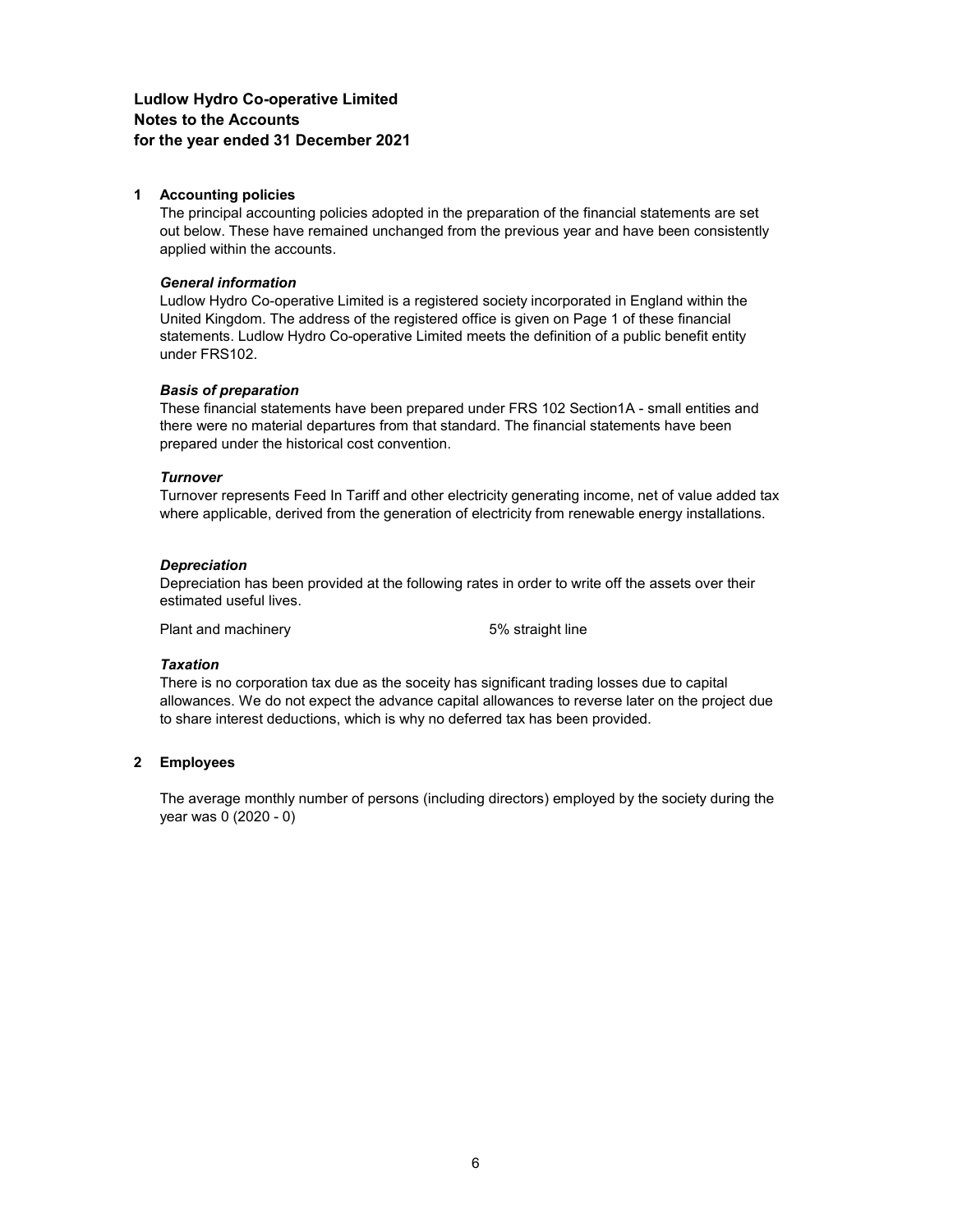**Ludlow Hydro Co-operative Limited**
**Notes to the Accounts**
**for the year ended 31 December 2021**

## 1 Accounting policies

The principal accounting policies adopted in the preparation of the financial statements are set out below. These have remained unchanged from the previous year and have been consistently applied within the accounts.

***General information***

Ludlow Hydro Co-operative Limited is a registered society incorporated in England within the United Kingdom. The address of the registered office is given on Page 1 of these financial statements. Ludlow Hydro Co-operative Limited meets the definition of a public benefit entity under FRS102.

***Basis of preparation***

These financial statements have been prepared under FRS 102 Section1A - small entities and there were no material departures from that standard. The financial statements have been prepared under the historical cost convention.

***Turnover***

Turnover represents Feed In Tariff and other electricity generating income, net of value added tax where applicable, derived from the generation of electricity from renewable energy installations.

***Depreciation***

Depreciation has been provided at the following rates in order to write off the assets over their estimated useful lives.

| | |
|---|---|
| Plant and machinery | 5% straight line |

***Taxation***

There is no corporation tax due as the soceity has significant trading losses due to capital allowances. We do not expect the advance capital allowances to reverse later on the project due to share interest deductions, which is why no deferred tax has been provided.

## 2 Employees

The average monthly number of persons (including directors) employed by the society during the year was 0 (2020 - 0)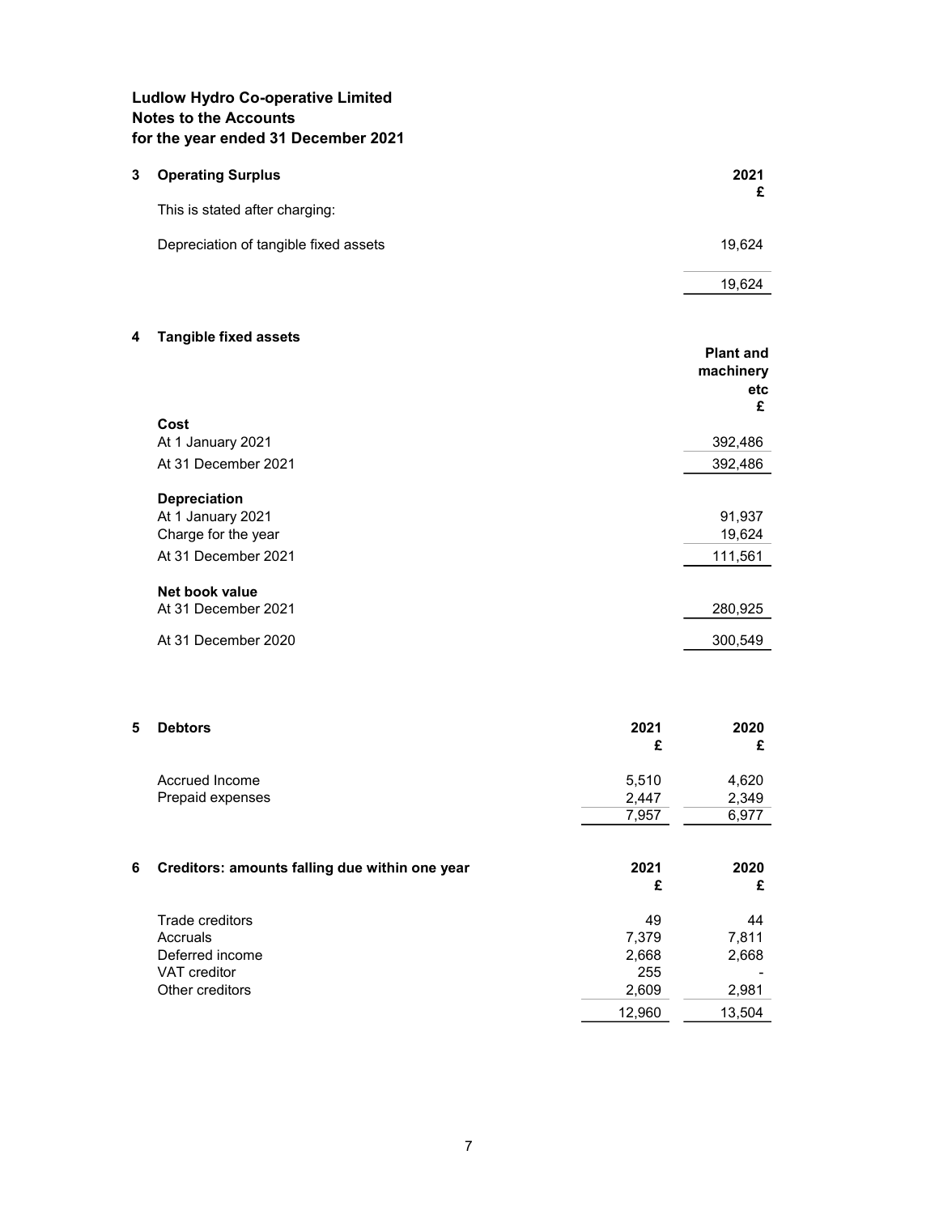**Ludlow Hydro Co-operative Limited**
**Notes to the Accounts**
**for the year ended 31 December 2021**

### 3 Operating Surplus

| | 2021 £ |
|---|---|
| This is stated after charging: | |
| Depreciation of tangible fixed assets | 19,624 |
| | 19,624 |

### 4 Tangible fixed assets

| | Plant and machinery etc £ |
|---|---|
| **Cost** | |
| At 1 January 2021 | 392,486 |
| At 31 December 2021 | 392,486 |
| **Depreciation** | |
| At 1 January 2021 | 91,937 |
| Charge for the year | 19,624 |
| At 31 December 2021 | 111,561 |
| **Net book value** | |
| At 31 December 2021 | 280,925 |
| At 31 December 2020 | 300,549 |

### 5 Debtors

| | 2021 £ | 2020 £ |
|---|---|---|
| Accrued Income | 5,510 | 4,620 |
| Prepaid expenses | 2,447 | 2,349 |
| | 7,957 | 6,977 |

### 6 Creditors: amounts falling due within one year

| | 2021 £ | 2020 £ |
|---|---|---|
| Trade creditors | 49 | 44 |
| Accruals | 7,379 | 7,811 |
| Deferred income | 2,668 | 2,668 |
| VAT creditor | 255 | - |
| Other creditors | 2,609 | 2,981 |
| | 12,960 | 13,504 |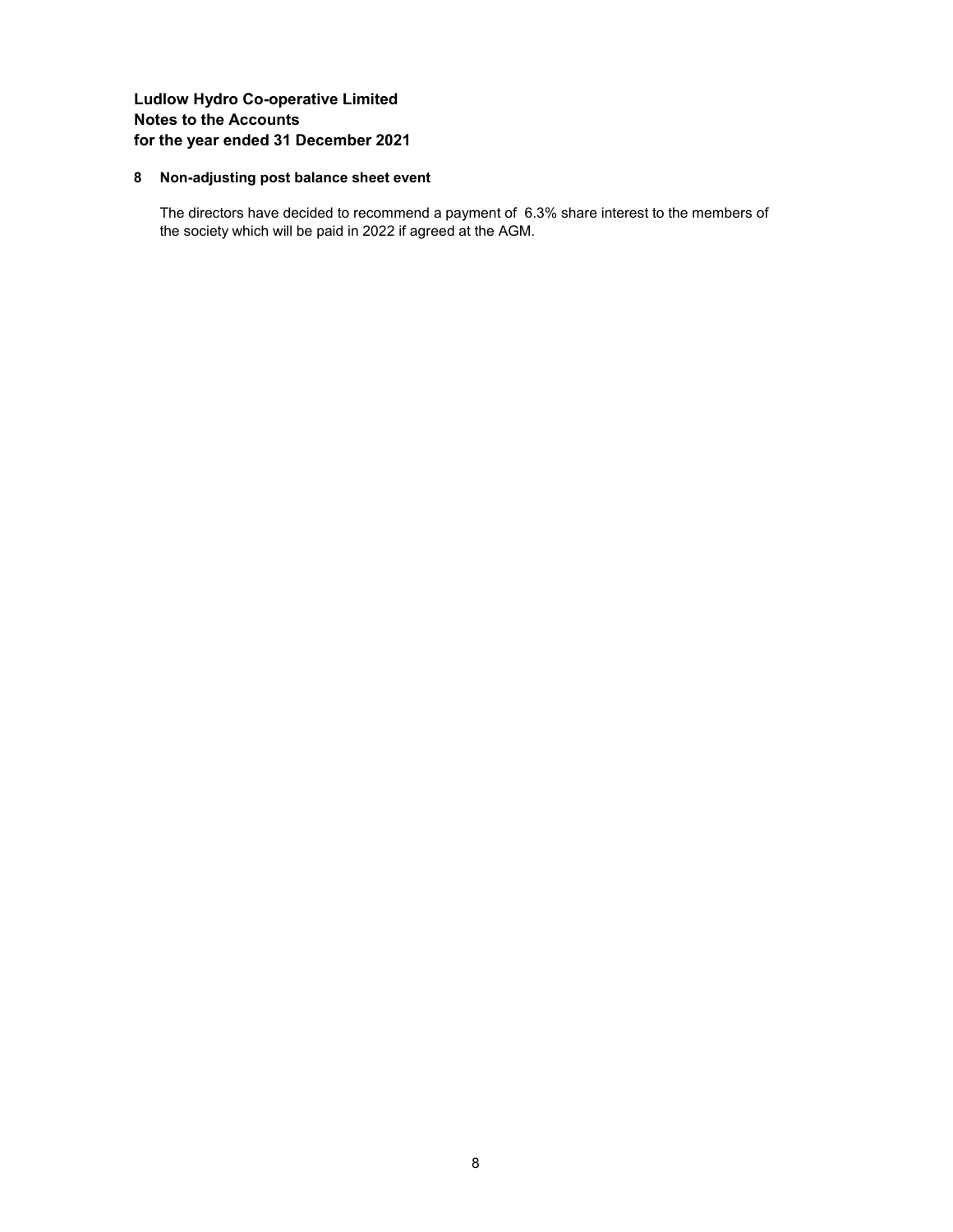**Ludlow Hydro Co-operative Limited**
**Notes to the Accounts**
**for the year ended 31 December 2021**

**8 Non-adjusting post balance sheet event**

The directors have decided to recommend a payment of 6.3% share interest to the members of the society which will be paid in 2022 if agreed at the AGM.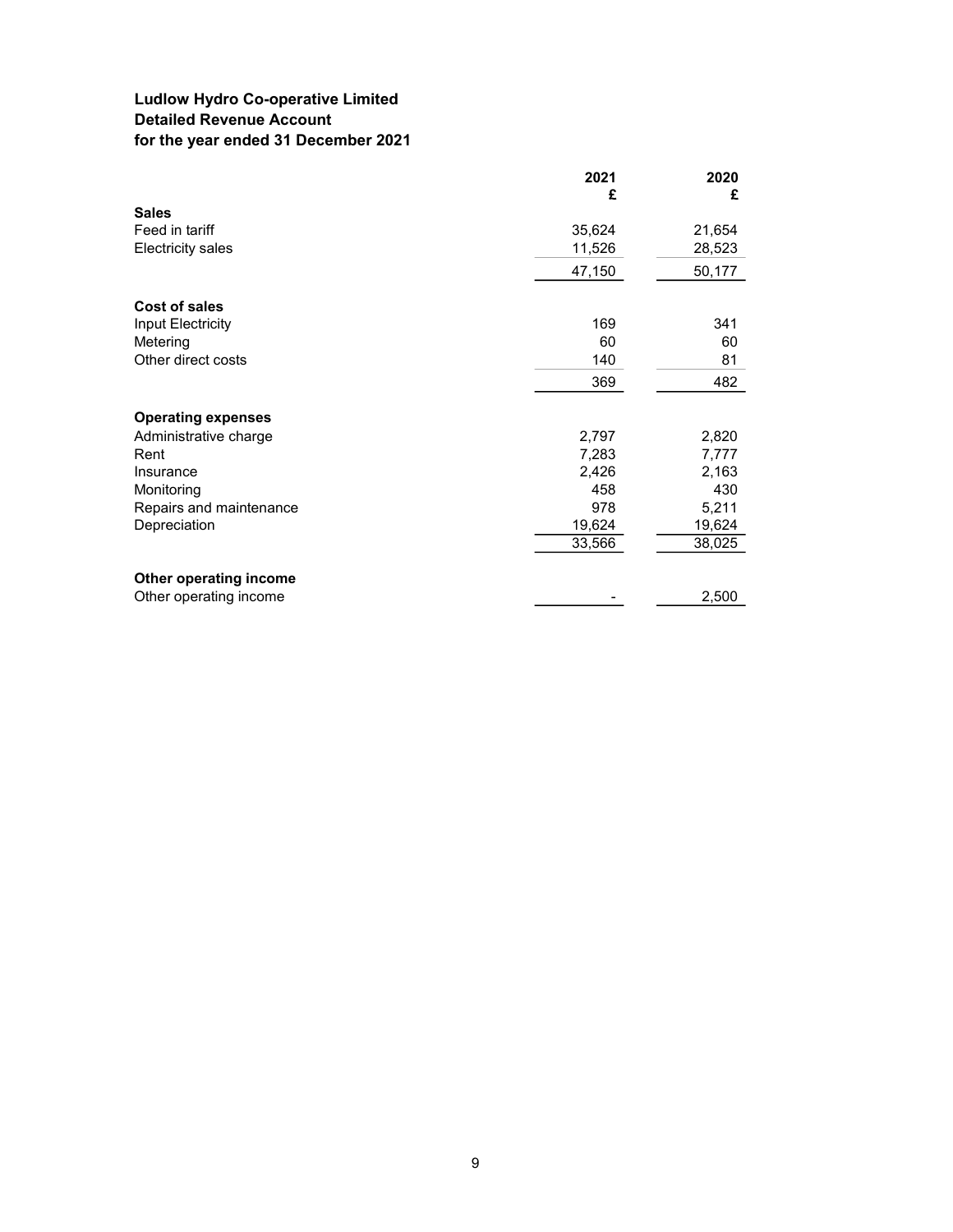**Ludlow Hydro Co-operative Limited**
**Detailed Revenue Account**
**for the year ended 31 December 2021**

| | 2021 £ | 2020 £ |
|---|---|---|
| **Sales** | | |
| Feed in tariff | 35,624 | 21,654 |
| Electricity sales | 11,526 | 28,523 |
| | 47,150 | 50,177 |
| **Cost of sales** | | |
| Input Electricity | 169 | 341 |
| Metering | 60 | 60 |
| Other direct costs | 140 | 81 |
| | 369 | 482 |
| **Operating expenses** | | |
| Administrative charge | 2,797 | 2,820 |
| Rent | 7,283 | 7,777 |
| Insurance | 2,426 | 2,163 |
| Monitoring | 458 | 430 |
| Repairs and maintenance | 978 | 5,211 |
| Depreciation | 19,624 | 19,624 |
| | 33,566 | 38,025 |
| **Other operating income** | | |
| Other operating income | - | 2,500 |